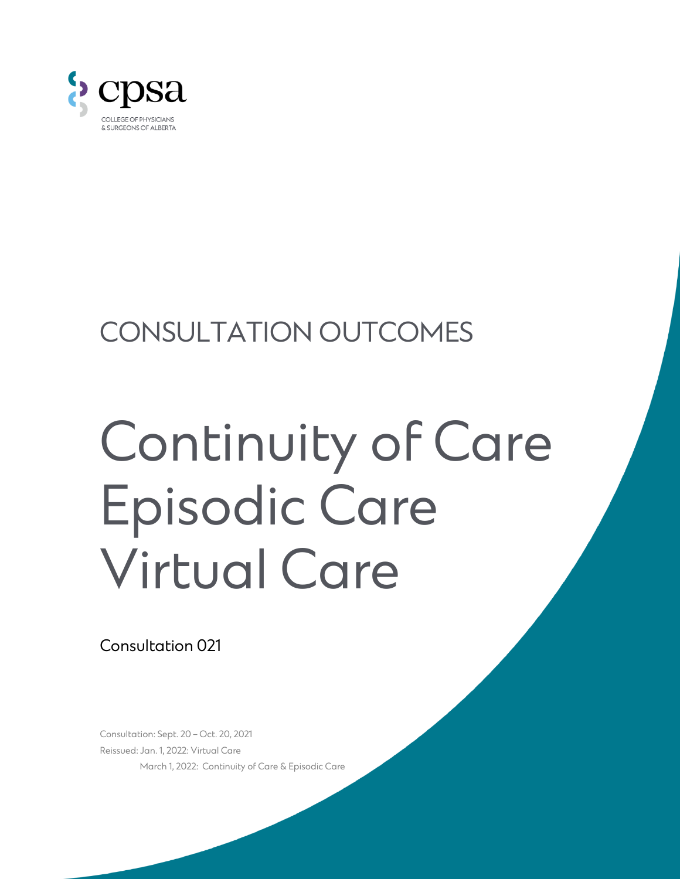cpsa

COLLEGE OF PHYSICIANS & SURGEONS OF ALBERTA

# CONSULTATION OUTCOMES

# Continuity of Care Episodic Care Virtual Care

Consultation 021

Consultation: Sept. 20 – Oct. 20, 2021

Reissued: Jan. 1, 2022: Virtual Care

March 1, 2022: Continuity of Care & Episodic Care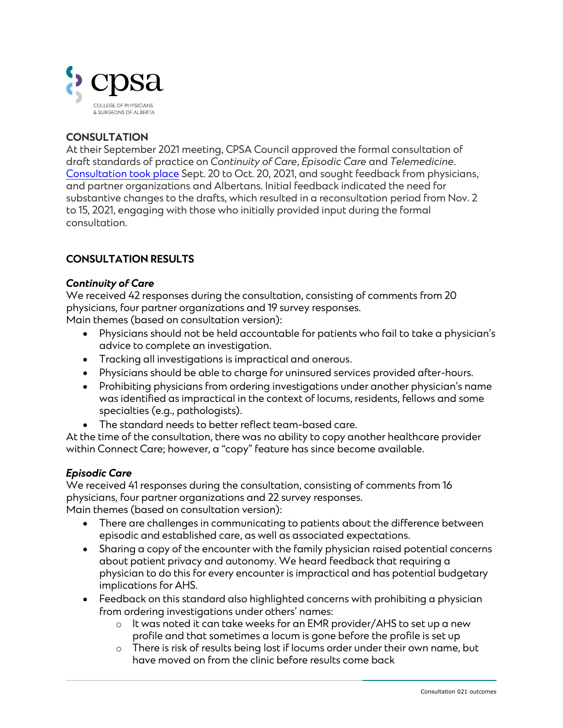cpsa

COLLEGE OF PHYSICIANS & SURGEONS OF ALBERTA

## CONSULTATION

At their September 2021 meeting, CPSA Council approved the formal consultation of draft standards of practice on *Continuity of Care*, *Episodic Care* and *Telemedicine*. Consultation took place Sept. 20 to Oct. 20, 2021, and sought feedback from physicians, and partner organizations and Albertans. Initial feedback indicated the need for substantive changes to the drafts, which resulted in a reconsultation period from Nov. 2 to 15, 2021, engaging with those who initially provided input during the formal consultation.

## CONSULTATION RESULTS

### *Continuity of Care*

We received 42 responses during the consultation, consisting of comments from 20 physicians, four partner organizations and 19 survey responses.
Main themes (based on consultation version):

- Physicians should not be held accountable for patients who fail to take a physician's advice to complete an investigation.
- Tracking all investigations is impractical and onerous.
- Physicians should be able to charge for uninsured services provided after-hours.
- Prohibiting physicians from ordering investigations under another physician's name was identified as impractical in the context of locums, residents, fellows and some specialties (e.g., pathologists).
- The standard needs to better reflect team-based care.

At the time of the consultation, there was no ability to copy another healthcare provider within Connect Care; however, a "copy" feature has since become available.

### *Episodic Care*

We received 41 responses during the consultation, consisting of comments from 16 physicians, four partner organizations and 22 survey responses.
Main themes (based on consultation version):

- There are challenges in communicating to patients about the difference between episodic and established care, as well as associated expectations.
- Sharing a copy of the encounter with the family physician raised potential concerns about patient privacy and autonomy. We heard feedback that requiring a physician to do this for every encounter is impractical and has potential budgetary implications for AHS.
- Feedback on this standard also highlighted concerns with prohibiting a physician from ordering investigations under others' names:
  - It was noted it can take weeks for an EMR provider/AHS to set up a new profile and that sometimes a locum is gone before the profile is set up
  - There is risk of results being lost if locums order under their own name, but have moved on from the clinic before results come back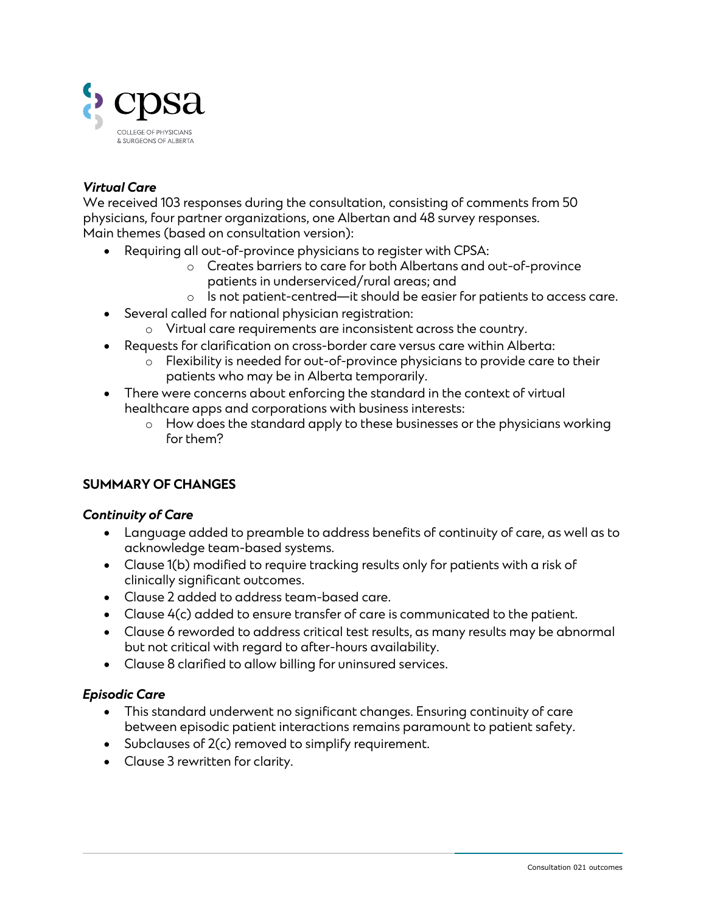### *Virtual Care*

We received 103 responses during the consultation, consisting of comments from 50 physicians, four partner organizations, one Albertan and 48 survey responses.
Main themes (based on consultation version):

- Requiring all out-of-province physicians to register with CPSA:
  - Creates barriers to care for both Albertans and out-of-province patients in underserviced/rural areas; and
  - Is not patient-centred—it should be easier for patients to access care.
- Several called for national physician registration:
  - Virtual care requirements are inconsistent across the country.
- Requests for clarification on cross-border care versus care within Alberta:
  - Flexibility is needed for out-of-province physicians to provide care to their patients who may be in Alberta temporarily.
- There were concerns about enforcing the standard in the context of virtual healthcare apps and corporations with business interests:
  - How does the standard apply to these businesses or the physicians working for them?

## SUMMARY OF CHANGES

### *Continuity of Care*

- Language added to preamble to address benefits of continuity of care, as well as to acknowledge team-based systems.
- Clause 1(b) modified to require tracking results only for patients with a risk of clinically significant outcomes.
- Clause 2 added to address team-based care.
- Clause 4(c) added to ensure transfer of care is communicated to the patient.
- Clause 6 reworded to address critical test results, as many results may be abnormal but not critical with regard to after-hours availability.
- Clause 8 clarified to allow billing for uninsured services.

### *Episodic Care*

- This standard underwent no significant changes. Ensuring continuity of care between episodic patient interactions remains paramount to patient safety.
- Subclauses of 2(c) removed to simplify requirement.
- Clause 3 rewritten for clarity.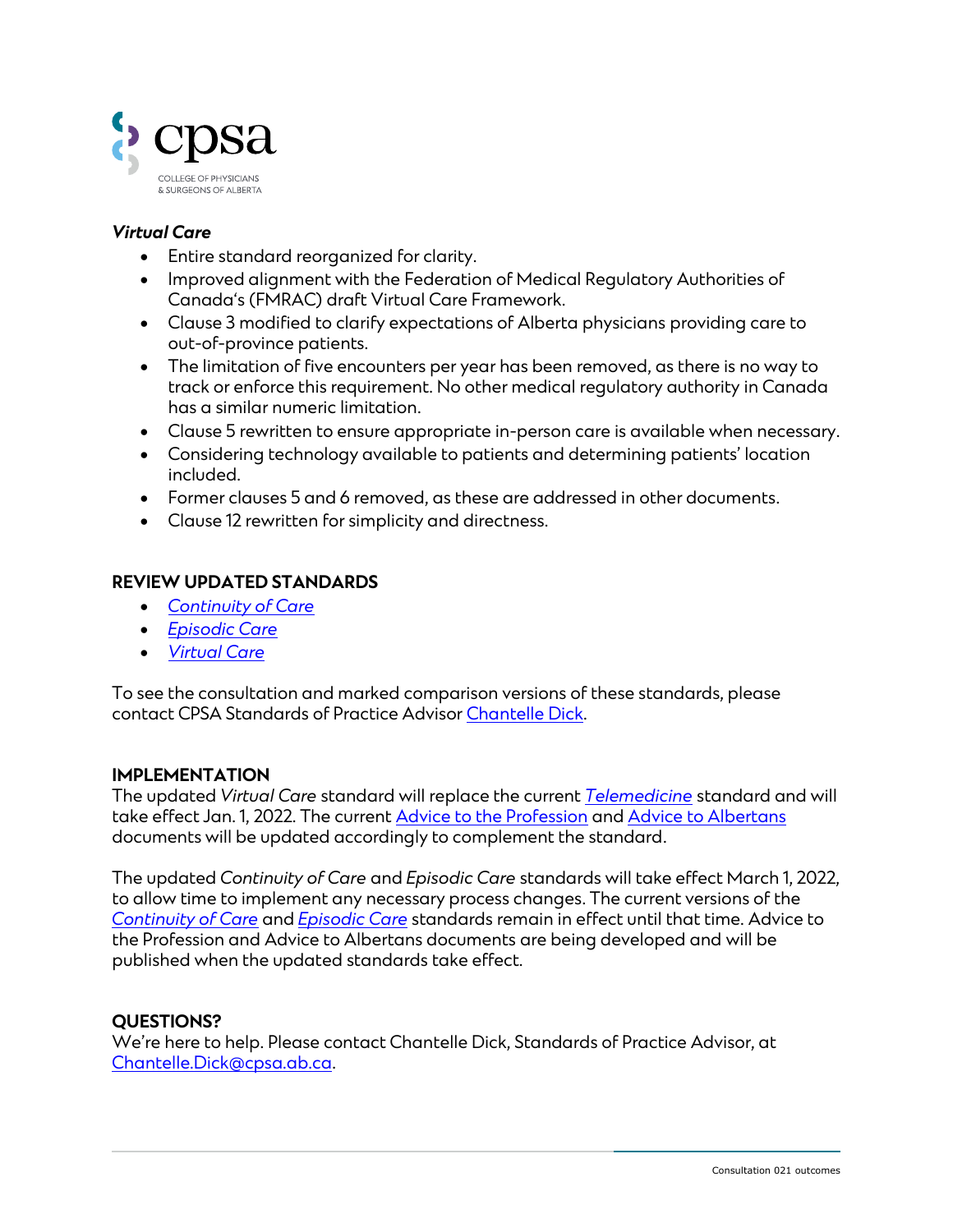***Virtual Care***

- Entire standard reorganized for clarity.
- Improved alignment with the Federation of Medical Regulatory Authorities of Canada's (FMRAC) draft Virtual Care Framework.
- Clause 3 modified to clarify expectations of Alberta physicians providing care to out-of-province patients.
- The limitation of five encounters per year has been removed, as there is no way to track or enforce this requirement. No other medical regulatory authority in Canada has a similar numeric limitation.
- Clause 5 rewritten to ensure appropriate in-person care is available when necessary.
- Considering technology available to patients and determining patients' location included.
- Former clauses 5 and 6 removed, as these are addressed in other documents.
- Clause 12 rewritten for simplicity and directness.

## REVIEW UPDATED STANDARDS

- *Continuity of Care*
- *Episodic Care*
- *Virtual Care*

To see the consultation and marked comparison versions of these standards, please contact CPSA Standards of Practice Advisor Chantelle Dick.

## IMPLEMENTATION

The updated *Virtual Care* standard will replace the current *Telemedicine* standard and will take effect Jan. 1, 2022. The current Advice to the Profession and Advice to Albertans documents will be updated accordingly to complement the standard.

The updated *Continuity of Care* and *Episodic Care* standards will take effect March 1, 2022, to allow time to implement any necessary process changes. The current versions of the *Continuity of Care* and *Episodic Care* standards remain in effect until that time. Advice to the Profession and Advice to Albertans documents are being developed and will be published when the updated standards take effect.

## QUESTIONS?

We're here to help. Please contact Chantelle Dick, Standards of Practice Advisor, at Chantelle.Dick@cpsa.ab.ca.